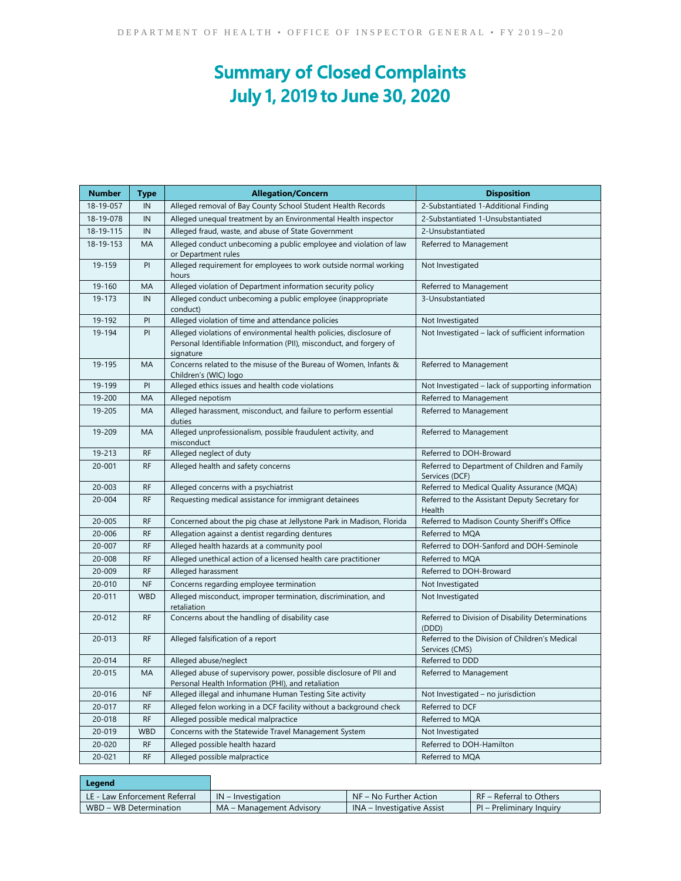# Summary of Closed Complaints
# July 1, 2019 to June 30, 2020

| Number | Type | Allegation/Concern | Disposition |
|---|---|---|---|
| 18-19-057 | IN | Alleged removal of Bay County School Student Health Records | 2-Substantiated 1-Additional Finding |
| 18-19-078 | IN | Alleged unequal treatment by an Environmental Health inspector | 2-Substantiated 1-Unsubstantiated |
| 18-19-115 | IN | Alleged fraud, waste, and abuse of State Government | 2-Unsubstantiated |
| 18-19-153 | MA | Alleged conduct unbecoming a public employee and violation of law or Department rules | Referred to Management |
| 19-159 | PI | Alleged requirement for employees to work outside normal working hours | Not Investigated |
| 19-160 | MA | Alleged violation of Department information security policy | Referred to Management |
| 19-173 | IN | Alleged conduct unbecoming a public employee (inappropriate conduct) | 3-Unsubstantiated |
| 19-192 | PI | Alleged violation of time and attendance policies | Not Investigated |
| 19-194 | PI | Alleged violations of environmental health policies, disclosure of Personal Identifiable Information (PII), misconduct, and forgery of signature | Not Investigated – lack of sufficient information |
| 19-195 | MA | Concerns related to the misuse of the Bureau of Women, Infants & Children's (WIC) logo | Referred to Management |
| 19-199 | PI | Alleged ethics issues and health code violations | Not Investigated – lack of supporting information |
| 19-200 | MA | Alleged nepotism | Referred to Management |
| 19-205 | MA | Alleged harassment, misconduct, and failure to perform essential duties | Referred to Management |
| 19-209 | MA | Alleged unprofessionalism, possible fraudulent activity, and misconduct | Referred to Management |
| 19-213 | RF | Alleged neglect of duty | Referred to DOH-Broward |
| 20-001 | RF | Alleged health and safety concerns | Referred to Department of Children and Family Services (DCF) |
| 20-003 | RF | Alleged concerns with a psychiatrist | Referred to Medical Quality Assurance (MQA) |
| 20-004 | RF | Requesting medical assistance for immigrant detainees | Referred to the Assistant Deputy Secretary for Health |
| 20-005 | RF | Concerned about the pig chase at Jellystone Park in Madison, Florida | Referred to Madison County Sheriff's Office |
| 20-006 | RF | Allegation against a dentist regarding dentures | Referred to MQA |
| 20-007 | RF | Alleged health hazards at a community pool | Referred to DOH-Sanford and DOH-Seminole |
| 20-008 | RF | Alleged unethical action of a licensed health care practitioner | Referred to MQA |
| 20-009 | RF | Alleged harassment | Referred to DOH-Broward |
| 20-010 | NF | Concerns regarding employee termination | Not Investigated |
| 20-011 | WBD | Alleged misconduct, improper termination, discrimination, and retaliation | Not Investigated |
| 20-012 | RF | Concerns about the handling of disability case | Referred to Division of Disability Determinations (DDD) |
| 20-013 | RF | Alleged falsification of a report | Referred to the Division of Children's Medical Services (CMS) |
| 20-014 | RF | Alleged abuse/neglect | Referred to DDD |
| 20-015 | MA | Alleged abuse of supervisory power, possible disclosure of PII and Personal Health Information (PHI), and retaliation | Referred to Management |
| 20-016 | NF | Alleged illegal and inhumane Human Testing Site activity | Not Investigated – no jurisdiction |
| 20-017 | RF | Alleged felon working in a DCF facility without a background check | Referred to DCF |
| 20-018 | RF | Alleged possible medical malpractice | Referred to MQA |
| 20-019 | WBD | Concerns with the Statewide Travel Management System | Not Investigated |
| 20-020 | RF | Alleged possible health hazard | Referred to DOH-Hamilton |
| 20-021 | RF | Alleged possible malpractice | Referred to MQA |

| Legend | | | |
|---|---|---|---|
| LE - Law Enforcement Referral | IN – Investigation | NF – No Further Action | RF – Referral to Others |
| WBD – WB Determination | MA – Management Advisory | INA – Investigative Assist | PI – Preliminary Inquiry |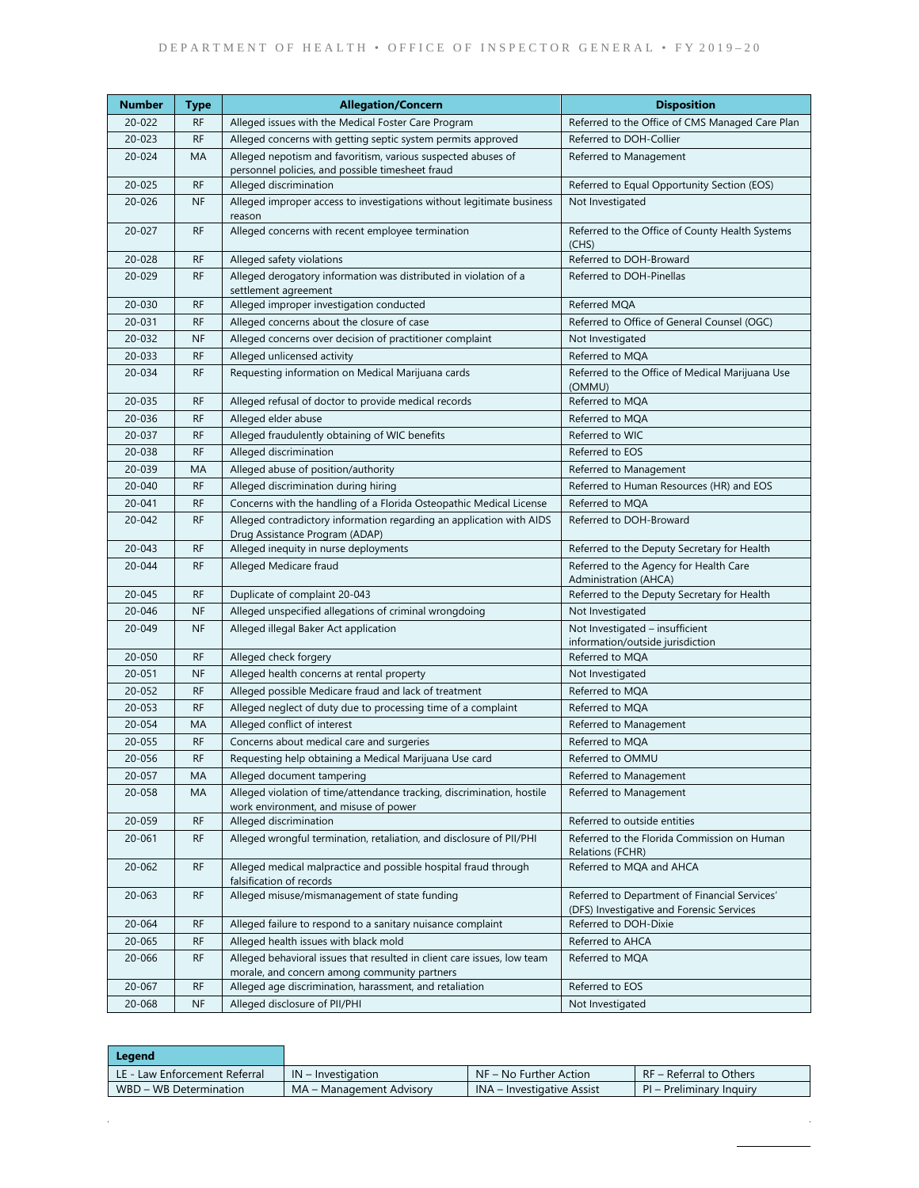| Number | Type | Allegation/Concern | Disposition |
|---|---|---|---|
| 20-022 | RF | Alleged issues with the Medical Foster Care Program | Referred to the Office of CMS Managed Care Plan |
| 20-023 | RF | Alleged concerns with getting septic system permits approved | Referred to DOH-Collier |
| 20-024 | MA | Alleged nepotism and favoritism, various suspected abuses of personnel policies, and possible timesheet fraud | Referred to Management |
| 20-025 | RF | Alleged discrimination | Referred to Equal Opportunity Section (EOS) |
| 20-026 | NF | Alleged improper access to investigations without legitimate business reason | Not Investigated |
| 20-027 | RF | Alleged concerns with recent employee termination | Referred to the Office of County Health Systems (CHS) |
| 20-028 | RF | Alleged safety violations | Referred to DOH-Broward |
| 20-029 | RF | Alleged derogatory information was distributed in violation of a settlement agreement | Referred to DOH-Pinellas |
| 20-030 | RF | Alleged improper investigation conducted | Referred MQA |
| 20-031 | RF | Alleged concerns about the closure of case | Referred to Office of General Counsel (OGC) |
| 20-032 | NF | Alleged concerns over decision of practitioner complaint | Not Investigated |
| 20-033 | RF | Alleged unlicensed activity | Referred to MQA |
| 20-034 | RF | Requesting information on Medical Marijuana cards | Referred to the Office of Medical Marijuana Use (OMMU) |
| 20-035 | RF | Alleged refusal of doctor to provide medical records | Referred to MQA |
| 20-036 | RF | Alleged elder abuse | Referred to MQA |
| 20-037 | RF | Alleged fraudulently obtaining of WIC benefits | Referred to WIC |
| 20-038 | RF | Alleged discrimination | Referred to EOS |
| 20-039 | MA | Alleged abuse of position/authority | Referred to Management |
| 20-040 | RF | Alleged discrimination during hiring | Referred to Human Resources (HR) and EOS |
| 20-041 | RF | Concerns with the handling of a Florida Osteopathic Medical License | Referred to MQA |
| 20-042 | RF | Alleged contradictory information regarding an application with AIDS Drug Assistance Program (ADAP) | Referred to DOH-Broward |
| 20-043 | RF | Alleged inequity in nurse deployments | Referred to the Deputy Secretary for Health |
| 20-044 | RF | Alleged Medicare fraud | Referred to the Agency for Health Care Administration (AHCA) |
| 20-045 | RF | Duplicate of complaint 20-043 | Referred to the Deputy Secretary for Health |
| 20-046 | NF | Alleged unspecified allegations of criminal wrongdoing | Not Investigated |
| 20-049 | NF | Alleged illegal Baker Act application | Not Investigated – insufficient information/outside jurisdiction |
| 20-050 | RF | Alleged check forgery | Referred to MQA |
| 20-051 | NF | Alleged health concerns at rental property | Not Investigated |
| 20-052 | RF | Alleged possible Medicare fraud and lack of treatment | Referred to MQA |
| 20-053 | RF | Alleged neglect of duty due to processing time of a complaint | Referred to MQA |
| 20-054 | MA | Alleged conflict of interest | Referred to Management |
| 20-055 | RF | Concerns about medical care and surgeries | Referred to MQA |
| 20-056 | RF | Requesting help obtaining a Medical Marijuana Use card | Referred to OMMU |
| 20-057 | MA | Alleged document tampering | Referred to Management |
| 20-058 | MA | Alleged violation of time/attendance tracking, discrimination, hostile work environment, and misuse of power | Referred to Management |
| 20-059 | RF | Alleged discrimination | Referred to outside entities |
| 20-061 | RF | Alleged wrongful termination, retaliation, and disclosure of PII/PHI | Referred to the Florida Commission on Human Relations (FCHR) |
| 20-062 | RF | Alleged medical malpractice and possible hospital fraud through falsification of records | Referred to MQA and AHCA |
| 20-063 | RF | Alleged misuse/mismanagement of state funding | Referred to Department of Financial Services' (DFS) Investigative and Forensic Services |
| 20-064 | RF | Alleged failure to respond to a sanitary nuisance complaint | Referred to DOH-Dixie |
| 20-065 | RF | Alleged health issues with black mold | Referred to AHCA |
| 20-066 | RF | Alleged behavioral issues that resulted in client care issues, low team morale, and concern among community partners | Referred to MQA |
| 20-067 | RF | Alleged age discrimination, harassment, and retaliation | Referred to EOS |
| 20-068 | NF | Alleged disclosure of PII/PHI | Not Investigated |

| Legend | | | |
|---|---|---|---|
| LE - Law Enforcement Referral | IN – Investigation | NF – No Further Action | RF – Referral to Others |
| WBD – WB Determination | MA – Management Advisory | INA – Investigative Assist | PI – Preliminary Inquiry |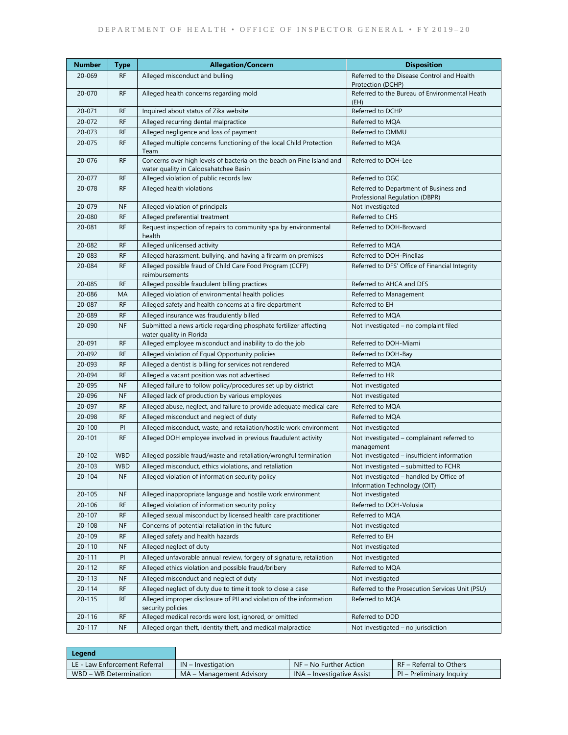| Number | Type | Allegation/Concern | Disposition |
|---|---|---|---|
| 20-069 | RF | Alleged misconduct and bulling | Referred to the Disease Control and Health Protection (DCHP) |
| 20-070 | RF | Alleged health concerns regarding mold | Referred to the Bureau of Environmental Heath (EH) |
| 20-071 | RF | Inquired about status of Zika website | Referred to DCHP |
| 20-072 | RF | Alleged recurring dental malpractice | Referred to MQA |
| 20-073 | RF | Alleged negligence and loss of payment | Referred to OMMU |
| 20-075 | RF | Alleged multiple concerns functioning of the local Child Protection Team | Referred to MQA |
| 20-076 | RF | Concerns over high levels of bacteria on the beach on Pine Island and water quality in Caloosahatchee Basin | Referred to DOH-Lee |
| 20-077 | RF | Alleged violation of public records law | Referred to OGC |
| 20-078 | RF | Alleged health violations | Referred to Department of Business and Professional Regulation (DBPR) |
| 20-079 | NF | Alleged violation of principals | Not Investigated |
| 20-080 | RF | Alleged preferential treatment | Referred to CHS |
| 20-081 | RF | Request inspection of repairs to community spa by environmental health | Referred to DOH-Broward |
| 20-082 | RF | Alleged unlicensed activity | Referred to MQA |
| 20-083 | RF | Alleged harassment, bullying, and having a firearm on premises | Referred to DOH-Pinellas |
| 20-084 | RF | Alleged possible fraud of Child Care Food Program (CCFP) reimbursements | Referred to DFS' Office of Financial Integrity |
| 20-085 | RF | Alleged possible fraudulent billing practices | Referred to AHCA and DFS |
| 20-086 | MA | Alleged violation of environmental health policies | Referred to Management |
| 20-087 | RF | Alleged safety and health concerns at a fire department | Referred to EH |
| 20-089 | RF | Alleged insurance was fraudulently billed | Referred to MQA |
| 20-090 | NF | Submitted a news article regarding phosphate fertilizer affecting water quality in Florida | Not Investigated – no complaint filed |
| 20-091 | RF | Alleged employee misconduct and inability to do the job | Referred to DOH-Miami |
| 20-092 | RF | Alleged violation of Equal Opportunity policies | Referred to DOH-Bay |
| 20-093 | RF | Alleged a dentist is billing for services not rendered | Referred to MQA |
| 20-094 | RF | Alleged a vacant position was not advertised | Referred to HR |
| 20-095 | NF | Alleged failure to follow policy/procedures set up by district | Not Investigated |
| 20-096 | NF | Alleged lack of production by various employees | Not Investigated |
| 20-097 | RF | Alleged abuse, neglect, and failure to provide adequate medical care | Referred to MQA |
| 20-098 | RF | Alleged misconduct and neglect of duty | Referred to MQA |
| 20-100 | PI | Alleged misconduct, waste, and retaliation/hostile work environment | Not Investigated |
| 20-101 | RF | Alleged DOH employee involved in previous fraudulent activity | Not Investigated – complainant referred to management |
| 20-102 | WBD | Alleged possible fraud/waste and retaliation/wrongful termination | Not Investigated – insufficient information |
| 20-103 | WBD | Alleged misconduct, ethics violations, and retaliation | Not Investigated – submitted to FCHR |
| 20-104 | NF | Alleged violation of information security policy | Not Investigated – handled by Office of Information Technology (OIT) |
| 20-105 | NF | Alleged inappropriate language and hostile work environment | Not Investigated |
| 20-106 | RF | Alleged violation of information security policy | Referred to DOH-Volusia |
| 20-107 | RF | Alleged sexual misconduct by licensed health care practitioner | Referred to MQA |
| 20-108 | NF | Concerns of potential retaliation in the future | Not Investigated |
| 20-109 | RF | Alleged safety and health hazards | Referred to EH |
| 20-110 | NF | Alleged neglect of duty | Not Investigated |
| 20-111 | PI | Alleged unfavorable annual review, forgery of signature, retaliation | Not Investigated |
| 20-112 | RF | Alleged ethics violation and possible fraud/bribery | Referred to MQA |
| 20-113 | NF | Alleged misconduct and neglect of duty | Not Investigated |
| 20-114 | RF | Alleged neglect of duty due to time it took to close a case | Referred to the Prosecution Services Unit (PSU) |
| 20-115 | RF | Alleged improper disclosure of PII and violation of the information security policies | Referred to MQA |
| 20-116 | RF | Alleged medical records were lost, ignored, or omitted | Referred to DDD |
| 20-117 | NF | Alleged organ theft, identity theft, and medical malpractice | Not Investigated – no jurisdiction |

| Legend | | | |
|---|---|---|---|
| LE - Law Enforcement Referral | IN – Investigation | NF – No Further Action | RF – Referral to Others |
| WBD – WB Determination | MA – Management Advisory | INA – Investigative Assist | PI – Preliminary Inquiry |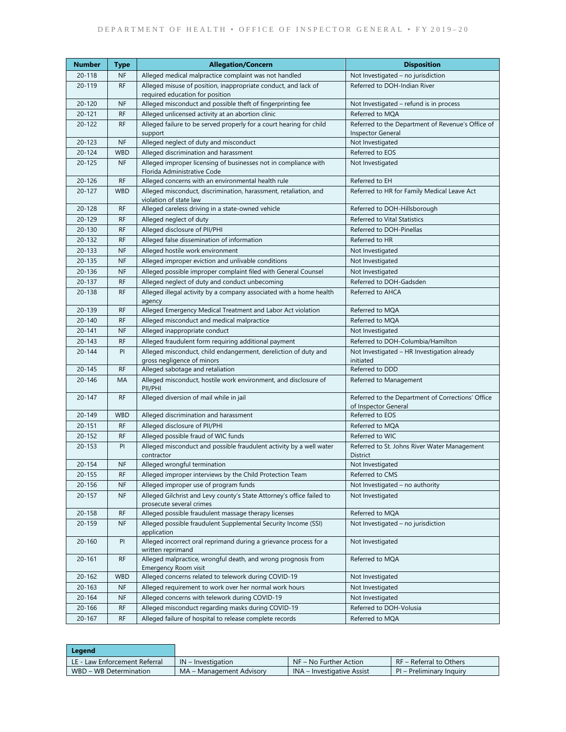| Number | Type | Allegation/Concern | Disposition |
|---|---|---|---|
| 20-118 | NF | Alleged medical malpractice complaint was not handled | Not Investigated – no jurisdiction |
| 20-119 | RF | Alleged misuse of position, inappropriate conduct, and lack of required education for position | Referred to DOH-Indian River |
| 20-120 | NF | Alleged misconduct and possible theft of fingerprinting fee | Not Investigated – refund is in process |
| 20-121 | RF | Alleged unlicensed activity at an abortion clinic | Referred to MQA |
| 20-122 | RF | Alleged failure to be served properly for a court hearing for child support | Referred to the Department of Revenue's Office of Inspector General |
| 20-123 | NF | Alleged neglect of duty and misconduct | Not Investigated |
| 20-124 | WBD | Alleged discrimination and harassment | Referred to EOS |
| 20-125 | NF | Alleged improper licensing of businesses not in compliance with Florida Administrative Code | Not Investigated |
| 20-126 | RF | Alleged concerns with an environmental health rule | Referred to EH |
| 20-127 | WBD | Alleged misconduct, discrimination, harassment, retaliation, and violation of state law | Referred to HR for Family Medical Leave Act |
| 20-128 | RF | Alleged careless driving in a state-owned vehicle | Referred to DOH-Hillsborough |
| 20-129 | RF | Alleged neglect of duty | Referred to Vital Statistics |
| 20-130 | RF | Alleged disclosure of PII/PHI | Referred to DOH-Pinellas |
| 20-132 | RF | Alleged false dissemination of information | Referred to HR |
| 20-133 | NF | Alleged hostile work environment | Not Investigated |
| 20-135 | NF | Alleged improper eviction and unlivable conditions | Not Investigated |
| 20-136 | NF | Alleged possible improper complaint filed with General Counsel | Not Investigated |
| 20-137 | RF | Alleged neglect of duty and conduct unbecoming | Referred to DOH-Gadsden |
| 20-138 | RF | Alleged illegal activity by a company associated with a home health agency | Referred to AHCA |
| 20-139 | RF | Alleged Emergency Medical Treatment and Labor Act violation | Referred to MQA |
| 20-140 | RF | Alleged misconduct and medical malpractice | Referred to MQA |
| 20-141 | NF | Alleged inappropriate conduct | Not Investigated |
| 20-143 | RF | Alleged fraudulent form requiring additional payment | Referred to DOH-Columbia/Hamilton |
| 20-144 | PI | Alleged misconduct, child endangerment, dereliction of duty and gross negligence of minors | Not Investigated – HR Investigation already initiated |
| 20-145 | RF | Alleged sabotage and retaliation | Referred to DDD |
| 20-146 | MA | Alleged misconduct, hostile work environment, and disclosure of PII/PHI | Referred to Management |
| 20-147 | RF | Alleged diversion of mail while in jail | Referred to the Department of Corrections' Office of Inspector General |
| 20-149 | WBD | Alleged discrimination and harassment | Referred to EOS |
| 20-151 | RF | Alleged disclosure of PII/PHI | Referred to MQA |
| 20-152 | RF | Alleged possible fraud of WIC funds | Referred to WIC |
| 20-153 | PI | Alleged misconduct and possible fraudulent activity by a well water contractor | Referred to St. Johns River Water Management District |
| 20-154 | NF | Alleged wrongful termination | Not Investigated |
| 20-155 | RF | Alleged improper interviews by the Child Protection Team | Referred to CMS |
| 20-156 | NF | Alleged improper use of program funds | Not Investigated – no authority |
| 20-157 | NF | Alleged Gilchrist and Levy county's State Attorney's office failed to prosecute several crimes | Not Investigated |
| 20-158 | RF | Alleged possible fraudulent massage therapy licenses | Referred to MQA |
| 20-159 | NF | Alleged possible fraudulent Supplemental Security Income (SSI) application | Not Investigated – no jurisdiction |
| 20-160 | PI | Alleged incorrect oral reprimand during a grievance process for a written reprimand | Not Investigated |
| 20-161 | RF | Alleged malpractice, wrongful death, and wrong prognosis from Emergency Room visit | Referred to MQA |
| 20-162 | WBD | Alleged concerns related to telework during COVID-19 | Not Investigated |
| 20-163 | NF | Alleged requirement to work over her normal work hours | Not Investigated |
| 20-164 | NF | Alleged concerns with telework during COVID-19 | Not Investigated |
| 20-166 | RF | Alleged misconduct regarding masks during COVID-19 | Referred to DOH-Volusia |
| 20-167 | RF | Alleged failure of hospital to release complete records | Referred to MQA |

| Legend | | | |
|---|---|---|---|
| LE - Law Enforcement Referral | IN – Investigation | NF – No Further Action | RF – Referral to Others |
| WBD – WB Determination | MA – Management Advisory | INA – Investigative Assist | PI – Preliminary Inquiry |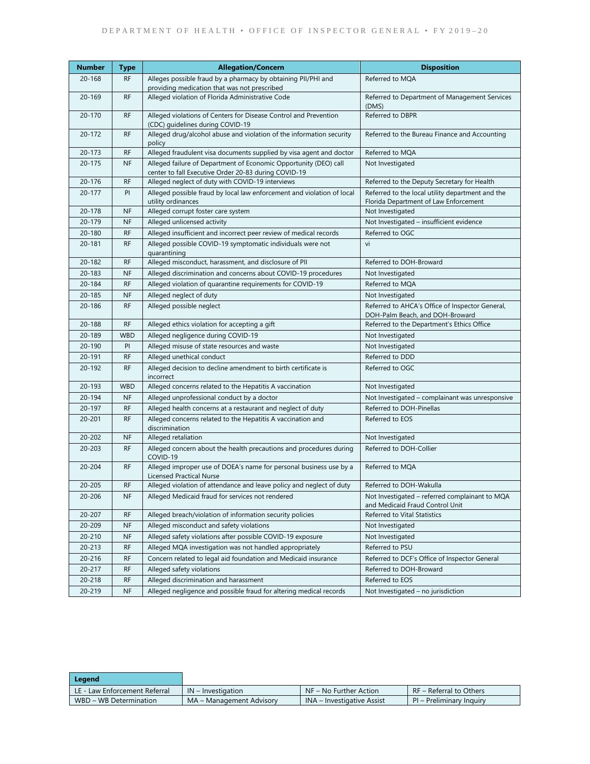| Number | Type | Allegation/Concern | Disposition |
|---|---|---|---|
| 20-168 | RF | Alleges possible fraud by a pharmacy by obtaining PII/PHI and providing medication that was not prescribed | Referred to MQA |
| 20-169 | RF | Alleged violation of Florida Administrative Code | Referred to Department of Management Services (DMS) |
| 20-170 | RF | Alleged violations of Centers for Disease Control and Prevention (CDC) guidelines during COVID-19 | Referred to DBPR |
| 20-172 | RF | Alleged drug/alcohol abuse and violation of the information security policy | Referred to the Bureau Finance and Accounting |
| 20-173 | RF | Alleged fraudulent visa documents supplied by visa agent and doctor | Referred to MQA |
| 20-175 | NF | Alleged failure of Department of Economic Opportunity (DEO) call center to fall Executive Order 20-83 during COVID-19 | Not Investigated |
| 20-176 | RF | Alleged neglect of duty with COVID-19 interviews | Referred to the Deputy Secretary for Health |
| 20-177 | PI | Alleged possible fraud by local law enforcement and violation of local utility ordinances | Referred to the local utility department and the Florida Department of Law Enforcement |
| 20-178 | NF | Alleged corrupt foster care system | Not Investigated |
| 20-179 | NF | Alleged unlicensed activity | Not Investigated – insufficient evidence |
| 20-180 | RF | Alleged insufficient and incorrect peer review of medical records | Referred to OGC |
| 20-181 | RF | Alleged possible COVID-19 symptomatic individuals were not quarantining | vi |
| 20-182 | RF | Alleged misconduct, harassment, and disclosure of PII | Referred to DOH-Broward |
| 20-183 | NF | Alleged discrimination and concerns about COVID-19 procedures | Not Investigated |
| 20-184 | RF | Alleged violation of quarantine requirements for COVID-19 | Referred to MQA |
| 20-185 | NF | Alleged neglect of duty | Not Investigated |
| 20-186 | RF | Alleged possible neglect | Referred to AHCA's Office of Inspector General, DOH-Palm Beach, and DOH-Broward |
| 20-188 | RF | Alleged ethics violation for accepting a gift | Referred to the Department's Ethics Office |
| 20-189 | WBD | Alleged negligence during COVID-19 | Not Investigated |
| 20-190 | PI | Alleged misuse of state resources and waste | Not Investigated |
| 20-191 | RF | Alleged unethical conduct | Referred to DDD |
| 20-192 | RF | Alleged decision to decline amendment to birth certificate is incorrect | Referred to OGC |
| 20-193 | WBD | Alleged concerns related to the Hepatitis A vaccination | Not Investigated |
| 20-194 | NF | Alleged unprofessional conduct by a doctor | Not Investigated – complainant was unresponsive |
| 20-197 | RF | Alleged health concerns at a restaurant and neglect of duty | Referred to DOH-Pinellas |
| 20-201 | RF | Alleged concerns related to the Hepatitis A vaccination and discrimination | Referred to EOS |
| 20-202 | NF | Alleged retaliation | Not Investigated |
| 20-203 | RF | Alleged concern about the health precautions and procedures during COVID-19 | Referred to DOH-Collier |
| 20-204 | RF | Alleged improper use of DOEA's name for personal business use by a Licensed Practical Nurse | Referred to MQA |
| 20-205 | RF | Alleged violation of attendance and leave policy and neglect of duty | Referred to DOH-Wakulla |
| 20-206 | NF | Alleged Medicaid fraud for services not rendered | Not Investigated – referred complainant to MQA and Medicaid Fraud Control Unit |
| 20-207 | RF | Alleged breach/violation of information security policies | Referred to Vital Statistics |
| 20-209 | NF | Alleged misconduct and safety violations | Not Investigated |
| 20-210 | NF | Alleged safety violations after possible COVID-19 exposure | Not Investigated |
| 20-213 | RF | Alleged MQA investigation was not handled appropriately | Referred to PSU |
| 20-216 | RF | Concern related to legal aid foundation and Medicaid insurance | Referred to DCF's Office of Inspector General |
| 20-217 | RF | Alleged safety violations | Referred to DOH-Broward |
| 20-218 | RF | Alleged discrimination and harassment | Referred to EOS |
| 20-219 | NF | Alleged negligence and possible fraud for altering medical records | Not Investigated – no jurisdiction |

| Legend | | | |
|---|---|---|---|
| LE - Law Enforcement Referral | IN – Investigation | NF – No Further Action | RF – Referral to Others |
| WBD – WB Determination | MA – Management Advisory | INA – Investigative Assist | PI – Preliminary Inquiry |